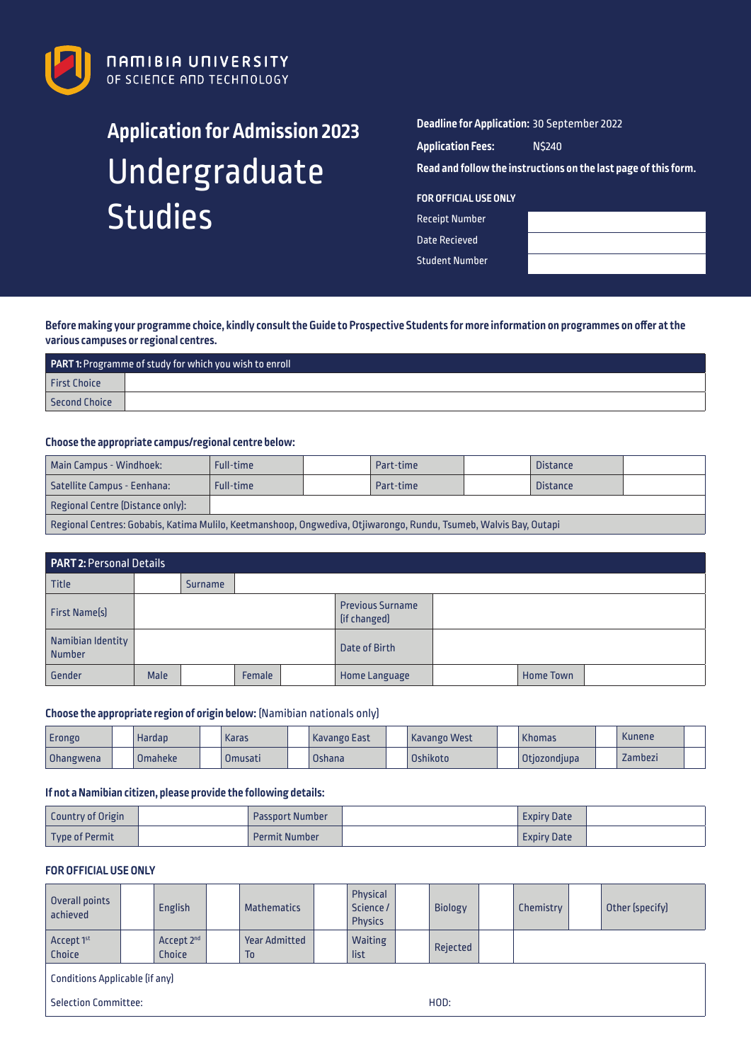NAMIBIA UNIVERSITY
OF SCIENCE AND TECHNOLOGY

# Application for Admission 2023

# Undergraduate Studies

**Deadline for Application:** 30 September 2022

**Application Fees:** N$240

**Read and follow the instructions on the last page of this form.**

**FOR OFFICIAL USE ONLY**

| | |
|---|---|
| Receipt Number | |
| Date Recieved | |
| Student Number | |

**Before making your programme choice, kindly consult the Guide to Prospective Students for more information on programmes on offer at the various campuses or regional centres.**

| **PART 1:** Programme of study for which you wish to enroll | |
|---|---|
| First Choice | |
| Second Choice | |

**Choose the appropriate campus/regional centre below:**

| | | | | | | |
|---|---|---|---|---|---|---|
| Main Campus - Windhoek: | Full-time | | Part-time | | Distance | |
| Satellite Campus - Eenhana: | Full-time | | Part-time | | Distance | |
| Regional Centre (Distance only): | | | | | | |
| Regional Centres: Gobabis, Katima Mulilo, Keetmanshoop, Ongwediva, Otjiwarongo, Rundu, Tsumeb, Walvis Bay, Outapi | | | | | | |

| **PART 2:** Personal Details | | | | | | | |
|---|---|---|---|---|---|---|---|
| Title | | Surname | | | | | |
| First Name(s) | | | | Previous Surname (if changed) | | | |
| Namibian Identity Number | | | | Date of Birth | | | |
| Gender | Male | | Female | | Home Language | Home Town | |

**Choose the appropriate region of origin below:** (Namibian nationals only)

| | | | | | | | | | | | | | |
|---|---|---|---|---|---|---|---|---|---|---|---|---|---|
| Erongo | | Hardap | | Karas | | Kavango East | | Kavango West | | Khomas | | Kunene | |
| Ohangwena | | Omaheke | | Omusati | | Oshana | | Oshikoto | | Otjozondjupa | | Zambezi | |

**If not a Namibian citizen, please provide the following details:**

| | | | | | |
|---|---|---|---|---|---|
| Country of Origin | | Passport Number | | Expiry Date | |
| Type of Permit | | Permit Number | | Expiry Date | |

**FOR OFFICIAL USE ONLY**

| | | | | | | | | | | | | |
|---|---|---|---|---|---|---|---|---|---|---|---|---|
| Overall points achieved | | English | | Mathematics | | Physical Science / Physics | | Biology | | Chemistry | | Other (specify) |
| Accept 1st Choice | | Accept 2nd Choice | | Year Admitted To | | Waiting list | | Rejected | | | | |

Conditions Applicable (if any)

Selection Committee: HOD: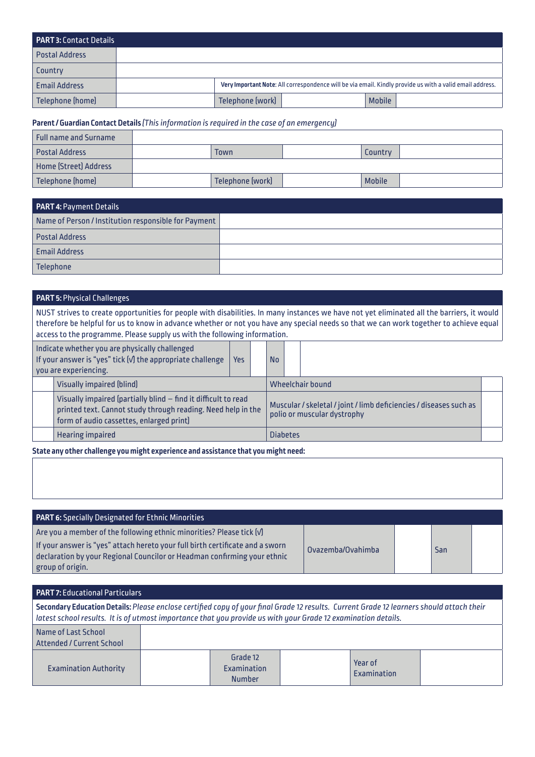## PART 3: Contact Details

| | | | | | |
|---|---|---|---|---|---|
| Postal Address | | | | | |
| Country | | | | | |
| Email Address | | **Very Important Note**: All correspondence will be via email. Kindly provide us with a valid email address. | | | |
| Telephone (home) | | Telephone (work) | | Mobile | |

**Parent / Guardian Contact Details** *(This information is required in the case of an emergency)*

| | | | | | |
|---|---|---|---|---|---|
| Full name and Surname | | | | | |
| Postal Address | | Town | | Country | |
| Home (Street) Address | | | | | |
| Telephone (home) | | Telephone (work) | | Mobile | |

## PART 4: Payment Details

| | |
|---|---|
| Name of Person / Institution responsible for Payment | |
| Postal Address | |
| Email Address | |
| Telephone | |

## PART 5: Physical Challenges

NUST strives to create opportunities for people with disabilities. In many instances we have not yet eliminated all the barriers, it would therefore be helpful for us to know in advance whether or not you have any special needs so that we can work together to achieve equal access to the programme. Please supply us with the following information.

| | | | |
|---|---|---|---|
| Indicate whether you are physically challenged<br>If your answer is "yes" tick (√) the appropriate challenge you are experiencing. | Yes | | No |
| | Visually impaired (blind) | Wheelchair bound | |
| | Visually impaired (partially blind – find it difficult to read printed text. Cannot study through reading. Need help in the form of audio cassettes, enlarged print) | Muscular / skeletal / joint / limb deficiencies / diseases such as polio or muscular dystrophy | |
| | Hearing impaired | Diabetes | |

**State any other challenge you might experience and assistance that you might need:**

## PART 6: Specially Designated for Ethnic Minorities

| | | | | |
|---|---|---|---|---|
| Are you a member of the following ethnic minorities? Please tick (√)<br>If your answer is "yes" attach hereto your full birth certificate and a sworn declaration by your Regional Councilor or Headman confirming your ethnic group of origin. | Ovazemba/Ovahimba | | San | |

## PART 7: Educational Particulars

**Secondary Education Details:** *Please enclose certified copy of your final Grade 12 results. Current Grade 12 learners should attach their latest school results. It is of utmost importance that you provide us with your Grade 12 examination details.*

| | | | | | |
|---|---|---|---|---|---|
| Name of Last School Attended / Current School | | | | | |
| Examination Authority | | Grade 12 Examination Number | | Year of Examination | |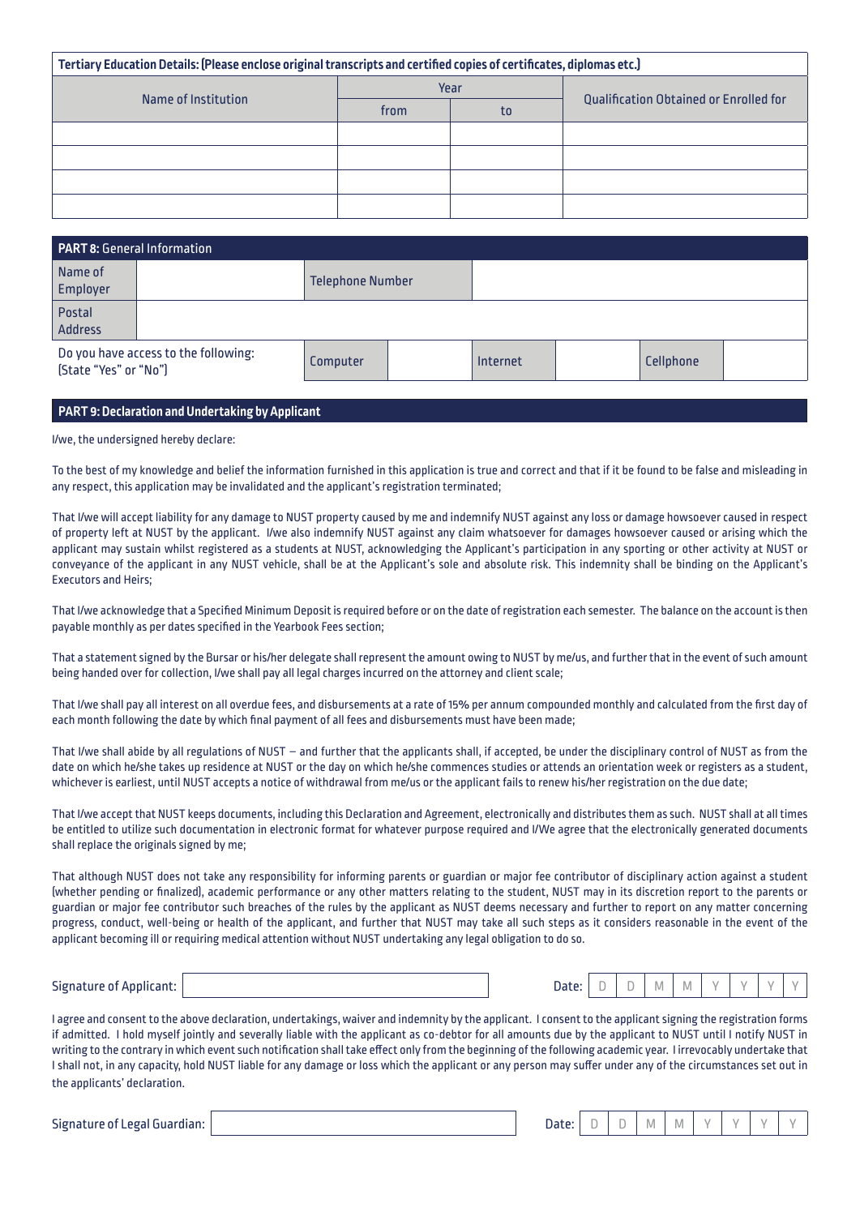**Tertiary Education Details: (Please enclose original transcripts and certified copies of certificates, diplomas etc.)**

| Name of Institution | Year | | Qualification Obtained or Enrolled for |
|---|---|---|---|
| | from | to | |
| | | | |
| | | | |
| | | | |
| | | | |

## PART 8: General Information

| | | | | | |
|---|---|---|---|---|---|
| Name of Employer | | Telephone Number | | | |
| Postal Address | | | | | |
| Do you have access to the following: (State "Yes" or "No") | Computer | | Internet | | Cellphone | |

## PART 9: Declaration and Undertaking by Applicant

I/we, the undersigned hereby declare:

To the best of my knowledge and belief the information furnished in this application is true and correct and that if it be found to be false and misleading in any respect, this application may be invalidated and the applicant's registration terminated;

That I/we will accept liability for any damage to NUST property caused by me and indemnify NUST against any loss or damage howsoever caused in respect of property left at NUST by the applicant. I/we also indemnify NUST against any claim whatsoever for damages howsoever caused or arising which the applicant may sustain whilst registered as a students at NUST, acknowledging the Applicant's participation in any sporting or other activity at NUST or conveyance of the applicant in any NUST vehicle, shall be at the Applicant's sole and absolute risk. This indemnity shall be binding on the Applicant's Executors and Heirs;

That I/we acknowledge that a Specified Minimum Deposit is required before or on the date of registration each semester. The balance on the account is then payable monthly as per dates specified in the Yearbook Fees section;

That a statement signed by the Bursar or his/her delegate shall represent the amount owing to NUST by me/us, and further that in the event of such amount being handed over for collection, I/we shall pay all legal charges incurred on the attorney and client scale;

That I/we shall pay all interest on all overdue fees, and disbursements at a rate of 15% per annum compounded monthly and calculated from the first day of each month following the date by which final payment of all fees and disbursements must have been made;

That I/we shall abide by all regulations of NUST – and further that the applicants shall, if accepted, be under the disciplinary control of NUST as from the date on which he/she takes up residence at NUST or the day on which he/she commences studies or attends an orientation week or registers as a student, whichever is earliest, until NUST accepts a notice of withdrawal from me/us or the applicant fails to renew his/her registration on the due date;

That I/we accept that NUST keeps documents, including this Declaration and Agreement, electronically and distributes them as such. NUST shall at all times be entitled to utilize such documentation in electronic format for whatever purpose required and I/We agree that the electronically generated documents shall replace the originals signed by me;

That although NUST does not take any responsibility for informing parents or guardian or major fee contributor of disciplinary action against a student (whether pending or finalized), academic performance or any other matters relating to the student, NUST may in its discretion report to the parents or guardian or major fee contributor such breaches of the rules by the applicant as NUST deems necessary and further to report on any matter concerning progress, conduct, well-being or health of the applicant, and further that NUST may take all such steps as it considers reasonable in the event of the applicant becoming ill or requiring medical attention without NUST undertaking any legal obligation to do so.

Signature of Applicant: ____________________ Date: D D M M Y Y Y Y

I agree and consent to the above declaration, undertakings, waiver and indemnity by the applicant. I consent to the applicant signing the registration forms if admitted. I hold myself jointly and severally liable with the applicant as co-debtor for all amounts due by the applicant to NUST until I notify NUST in writing to the contrary in which event such notification shall take effect only from the beginning of the following academic year. I irrevocably undertake that I shall not, in any capacity, hold NUST liable for any damage or loss which the applicant or any person may suffer under any of the circumstances set out in the applicants' declaration.

Signature of Legal Guardian: ____________________ Date: D D M M Y Y Y Y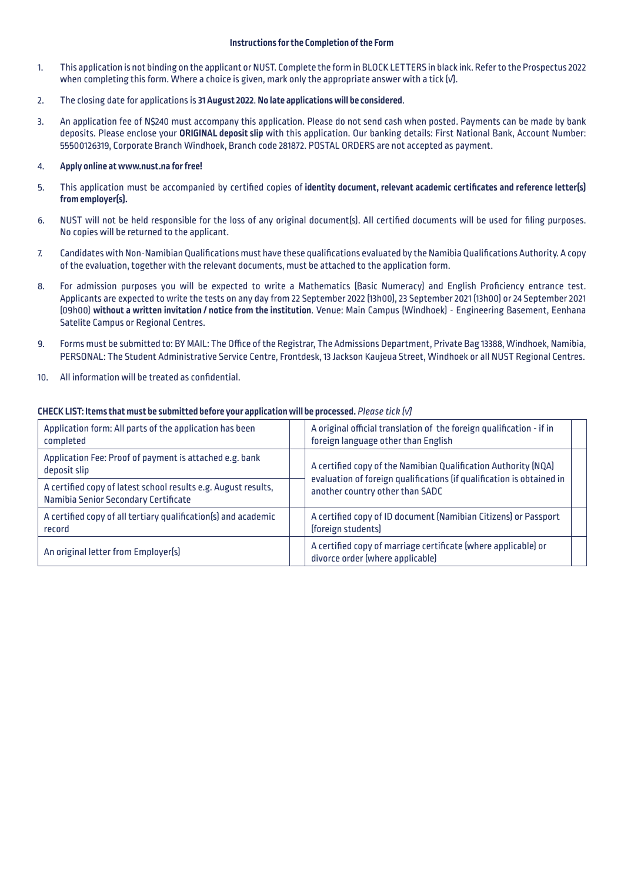## Instructions for the Completion of the Form

1. This application is not binding on the applicant or NUST. Complete the form in BLOCK LETTERS in black ink. Refer to the Prospectus 2022 when completing this form. Where a choice is given, mark only the appropriate answer with a tick (√).
2. The closing date for applications is **31 August 2022**. **No late applications will be considered**.
3. An application fee of N$240 must accompany this application. Please do not send cash when posted. Payments can be made by bank deposits. Please enclose your **ORIGINAL deposit slip** with this application. Our banking details: First National Bank, Account Number: 55500126319, Corporate Branch Windhoek, Branch code 281872. POSTAL ORDERS are not accepted as payment.
4. **Apply online at www.nust.na for free!**
5. This application must be accompanied by certified copies of **identity document, relevant academic certificates and reference letter(s) from employer(s).**
6. NUST will not be held responsible for the loss of any original document(s). All certified documents will be used for filing purposes. No copies will be returned to the applicant.
7. Candidates with Non-Namibian Qualifications must have these qualifications evaluated by the Namibia Qualifications Authority. A copy of the evaluation, together with the relevant documents, must be attached to the application form.
8. For admission purposes you will be expected to write a Mathematics (Basic Numeracy) and English Proficiency entrance test. Applicants are expected to write the tests on any day from 22 September 2022 (13h00), 23 September 2021 (13h00) or 24 September 2021 (09h00) **without a written invitation / notice from the institution**. Venue: Main Campus (Windhoek) - Engineering Basement, Eenhana Satelite Campus or Regional Centres.
9. Forms must be submitted to: BY MAIL: The Office of the Registrar, The Admissions Department, Private Bag 13388, Windhoek, Namibia, PERSONAL: The Student Administrative Service Centre, Frontdesk, 13 Jackson Kaujeua Street, Windhoek or all NUST Regional Centres.
10. All information will be treated as confidential.

**CHECK LIST: Items that must be submitted before your application will be processed.** *Please tick (√)*

| | | | |
|---|---|---|---|
| Application form: All parts of the application has been completed | | A original official translation of the foreign qualification - if in foreign language other than English | |
| Application Fee: Proof of payment is attached e.g. bank deposit slip | | A certified copy of the Namibian Qualification Authority (NQA) evaluation of foreign qualifications (if qualification is obtained in another country other than SADC | |
| A certified copy of latest school results e.g. August results, Namibia Senior Secondary Certificate | | | |
| A certified copy of all tertiary qualification(s) and academic record | | A certified copy of ID document (Namibian Citizens) or Passport (foreign students) | |
| An original letter from Employer(s) | | A certified copy of marriage certificate (where applicable) or divorce order (where applicable) | |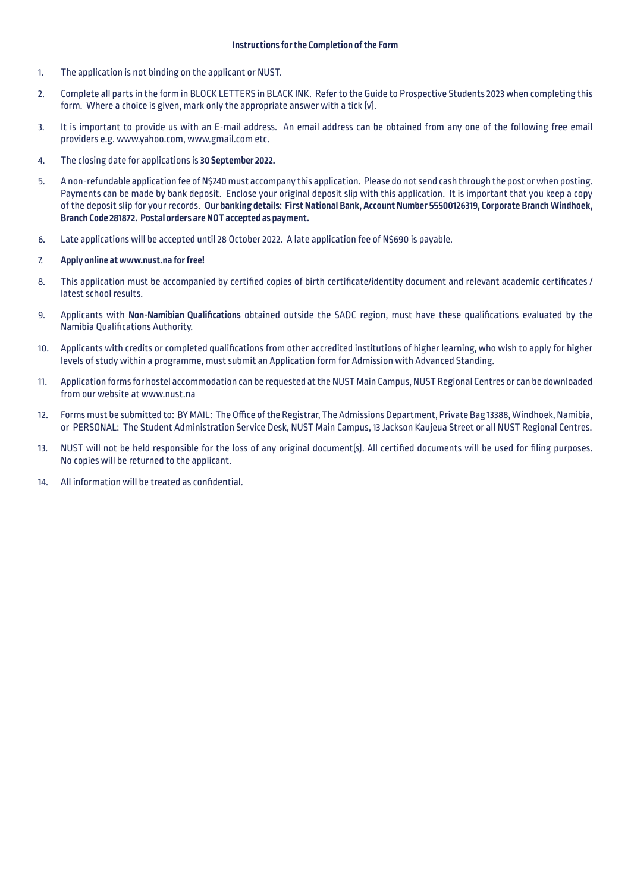## Instructions for the Completion of the Form

1. The application is not binding on the applicant or NUST.
2. Complete all parts in the form in BLOCK LETTERS in BLACK INK. Refer to the Guide to Prospective Students 2023 when completing this form. Where a choice is given, mark only the appropriate answer with a tick (√).
3. It is important to provide us with an E-mail address. An email address can be obtained from any one of the following free email providers e.g. www.yahoo.com, www.gmail.com etc.
4. The closing date for applications is **30 September 2022.**
5. A non-refundable application fee of N$240 must accompany this application. Please do not send cash through the post or when posting. Payments can be made by bank deposit. Enclose your original deposit slip with this application. It is important that you keep a copy of the deposit slip for your records. **Our banking details: First National Bank, Account Number 55500126319, Corporate Branch Windhoek, Branch Code 281872. Postal orders are NOT accepted as payment.**
6. Late applications will be accepted until 28 October 2022. A late application fee of N$690 is payable.
7. **Apply online at www.nust.na for free!**
8. This application must be accompanied by certified copies of birth certificate/identity document and relevant academic certificates / latest school results.
9. Applicants with **Non-Namibian Qualifications** obtained outside the SADC region, must have these qualifications evaluated by the Namibia Qualifications Authority.
10. Applicants with credits or completed qualifications from other accredited institutions of higher learning, who wish to apply for higher levels of study within a programme, must submit an Application form for Admission with Advanced Standing.
11. Application forms for hostel accommodation can be requested at the NUST Main Campus, NUST Regional Centres or can be downloaded from our website at www.nust.na
12. Forms must be submitted to: BY MAIL: The Office of the Registrar, The Admissions Department, Private Bag 13388, Windhoek, Namibia, or PERSONAL: The Student Administration Service Desk, NUST Main Campus, 13 Jackson Kaujeua Street or all NUST Regional Centres.
13. NUST will not be held responsible for the loss of any original document(s). All certified documents will be used for filing purposes. No copies will be returned to the applicant.
14. All information will be treated as confidential.